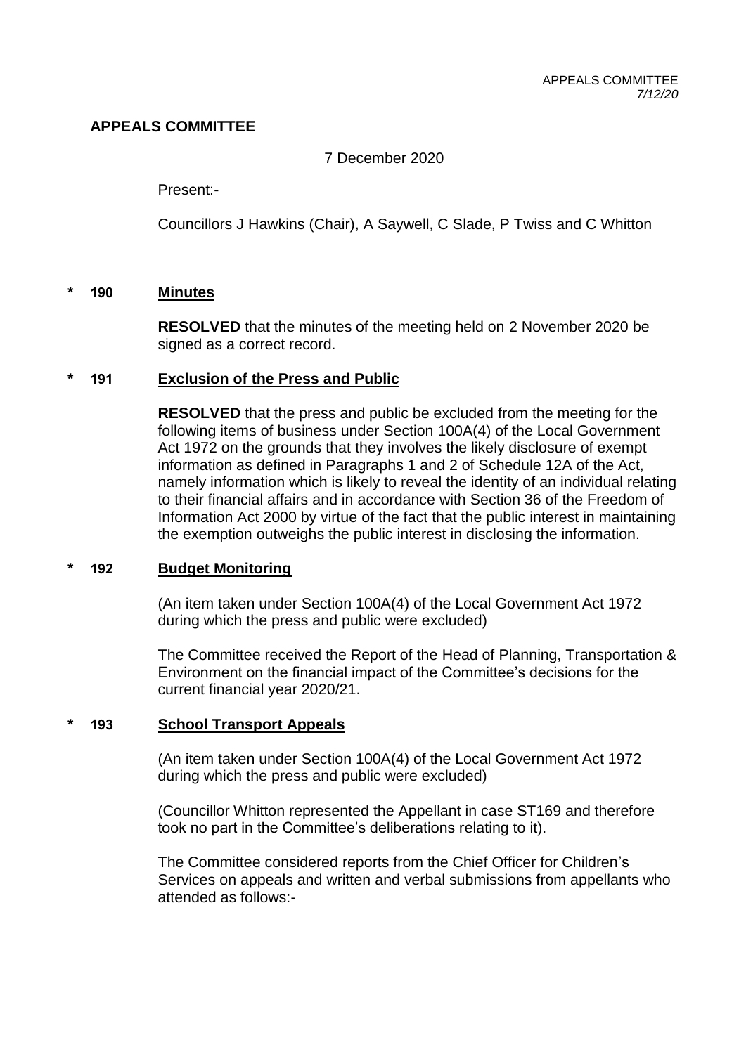## APPEALS COMMITTEE

7 December 2020

Present:-

Councillors J Hawkins (Chair), A Saywell, C Slade, P Twiss and C Whitton

### * 190 Minutes

**RESOLVED** that the minutes of the meeting held on 2 November 2020 be signed as a correct record.

### * 191 Exclusion of the Press and Public

**RESOLVED** that the press and public be excluded from the meeting for the following items of business under Section 100A(4) of the Local Government Act 1972 on the grounds that they involves the likely disclosure of exempt information as defined in Paragraphs 1 and 2 of Schedule 12A of the Act, namely information which is likely to reveal the identity of an individual relating to their financial affairs and in accordance with Section 36 of the Freedom of Information Act 2000 by virtue of the fact that the public interest in maintaining the exemption outweighs the public interest in disclosing the information.

### * 192 Budget Monitoring

(An item taken under Section 100A(4) of the Local Government Act 1972 during which the press and public were excluded)

The Committee received the Report of the Head of Planning, Transportation & Environment on the financial impact of the Committee's decisions for the current financial year 2020/21.

### * 193 School Transport Appeals

(An item taken under Section 100A(4) of the Local Government Act 1972 during which the press and public were excluded)

(Councillor Whitton represented the Appellant in case ST169 and therefore took no part in the Committee's deliberations relating to it).

The Committee considered reports from the Chief Officer for Children's Services on appeals and written and verbal submissions from appellants who attended as follows:-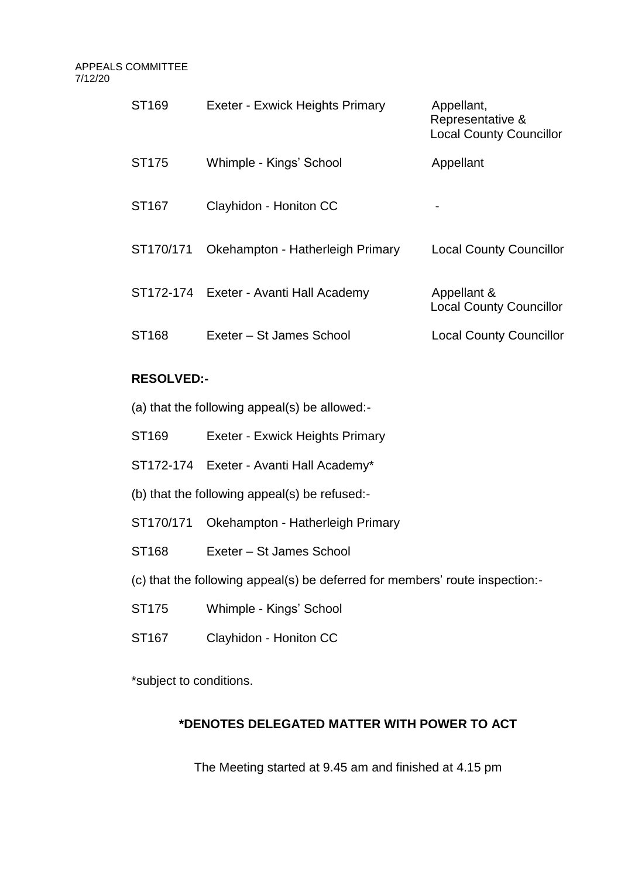| | | |
|---|---|---|
| ST169 | Exeter - Exwick Heights Primary | Appellant, Representative & Local County Councillor |
| ST175 | Whimple - Kings' School | Appellant |
| ST167 | Clayhidon - Honiton CC | - |
| ST170/171 | Okehampton - Hatherleigh Primary | Local County Councillor |
| ST172-174 | Exeter - Avanti Hall Academy | Appellant & Local County Councillor |
| ST168 | Exeter – St James School | Local County Councillor |

**RESOLVED:-**

(a) that the following appeal(s) be allowed:-

ST169 Exeter - Exwick Heights Primary

ST172-174 Exeter - Avanti Hall Academy*

(b) that the following appeal(s) be refused:-

ST170/171 Okehampton - Hatherleigh Primary

ST168 Exeter – St James School

(c) that the following appeal(s) be deferred for members' route inspection:-

ST175 Whimple - Kings' School

ST167 Clayhidon - Honiton CC

*subject to conditions.

**\*DENOTES DELEGATED MATTER WITH POWER TO ACT**

The Meeting started at 9.45 am and finished at 4.15 pm